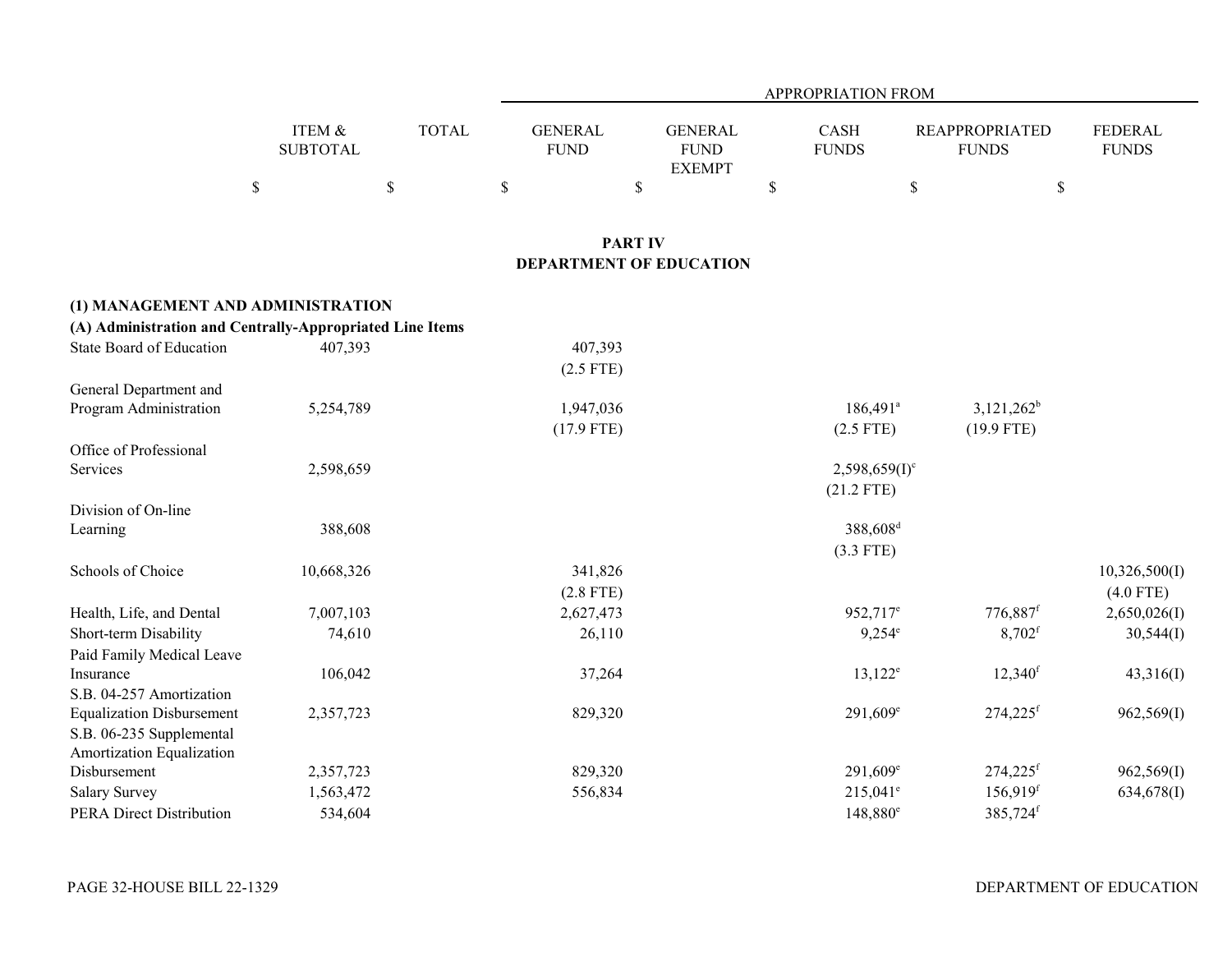| | ITEM & SUBTOTAL | TOTAL | APPROPRIATION FROM | | | | |
|---|---|---|---|---|---|---|---|
| | | | GENERAL FUND | GENERAL FUND EXEMPT | CASH FUNDS | REAPPROPRIATED FUNDS | FEDERAL FUNDS |
| | $ | $ | $ | $ | $ | $ | $ |

## PART IV
## DEPARTMENT OF EDUCATION

### (1) MANAGEMENT AND ADMINISTRATION
#### (A) Administration and Centrally-Appropriated Line Items

| | ITEM & SUBTOTAL | TOTAL | GENERAL FUND | GENERAL FUND EXEMPT | CASH FUNDS | REAPPROPRIATED FUNDS | FEDERAL FUNDS |
|---|---|---|---|---|---|---|---|
| State Board of Education | 407,393 | | 407,393 | | | | |
| | | | (2.5 FTE) | | | | |
| General Department and Program Administration | 5,254,789 | | 1,947,036 | | 186,491[a] | 3,121,262[b] | |
| | | | (17.9 FTE) | | (2.5 FTE) | (19.9 FTE) | |
| Office of Professional Services | 2,598,659 | | | | 2,598,659(I)[c] | | |
| | | | | | (21.2 FTE) | | |
| Division of On-line Learning | 388,608 | | | | 388,608[d] | | |
| | | | | | (3.3 FTE) | | |
| Schools of Choice | 10,668,326 | | 341,826 | | | | 10,326,500(I) |
| | | | (2.8 FTE) | | | | (4.0 FTE) |
| Health, Life, and Dental | 7,007,103 | | 2,627,473 | | 952,717[e] | 776,887[f] | 2,650,026(I) |
| Short-term Disability | 74,610 | | 26,110 | | 9,254[e] | 8,702[f] | 30,544(I) |
| Paid Family Medical Leave Insurance | 106,042 | | 37,264 | | 13,122[e] | 12,340[f] | 43,316(I) |
| S.B. 04-257 Amortization Equalization Disbursement | 2,357,723 | | 829,320 | | 291,609[e] | 274,225[f] | 962,569(I) |
| S.B. 06-235 Supplemental Amortization Equalization Disbursement | 2,357,723 | | 829,320 | | 291,609[e] | 274,225[f] | 962,569(I) |
| Salary Survey | 1,563,472 | | 556,834 | | 215,041[e] | 156,919[f] | 634,678(I) |
| PERA Direct Distribution | 534,604 | | | | 148,880[e] | 385,724[f] | |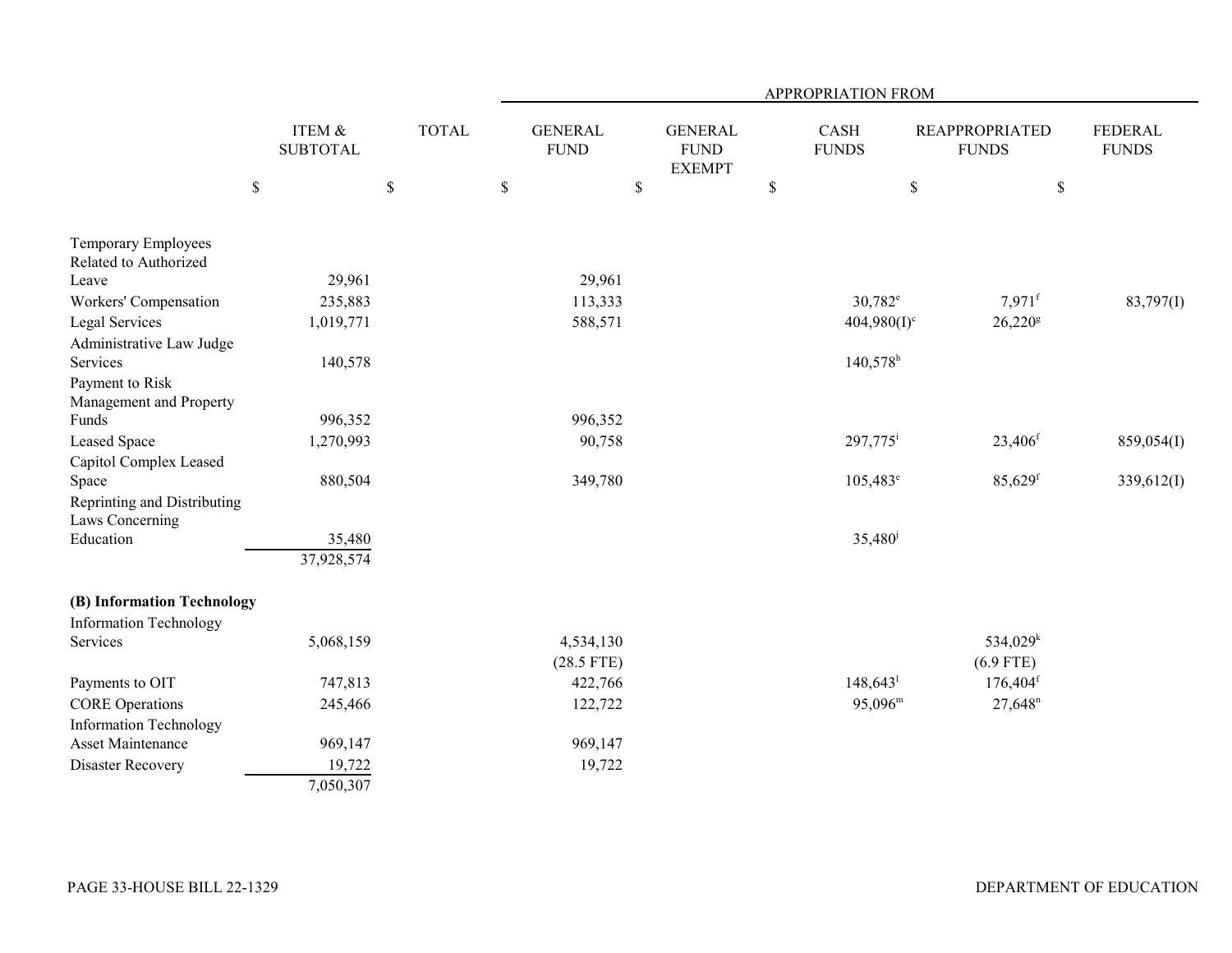| | ITEM & SUBTOTAL | TOTAL | APPROPRIATION FROM | | | | |
|---|---|---|---|---|---|---|---|
| | | | GENERAL FUND | GENERAL FUND EXEMPT | CASH FUNDS | REAPPROPRIATED FUNDS | FEDERAL FUNDS |
| | $ | $ | $ | $ | $ | $ | $ |
| Temporary Employees Related to Authorized Leave | 29,961 | | 29,961 | | | | |
| Workers' Compensation | 235,883 | | 113,333 | | 30,782[e] | 7,971[f] | 83,797(I) |
| Legal Services | 1,019,771 | | 588,571 | | 404,980(I)[c] | 26,220[g] | |
| Administrative Law Judge Services | 140,578 | | | | 140,578[h] | | |
| Payment to Risk Management and Property Funds | 996,352 | | 996,352 | | | | |
| Leased Space | 1,270,993 | | 90,758 | | 297,775[i] | 23,406[f] | 859,054(I) |
| Capitol Complex Leased Space | 880,504 | | 349,780 | | 105,483[e] | 85,629[f] | 339,612(I) |
| Reprinting and Distributing Laws Concerning Education | 35,480 | | | | 35,480[j] | | |
| | 37,928,574 | | | | | | |
| **(B) Information Technology** | | | | | | | |
| Information Technology Services | 5,068,159 | | 4,534,130 | | | 534,029[k] | |
| | | | (28.5 FTE) | | | (6.9 FTE) | |
| Payments to OIT | 747,813 | | 422,766 | | 148,643[l] | 176,404[f] | |
| CORE Operations | 245,466 | | 122,722 | | 95,096[m] | 27,648[n] | |
| Information Technology Asset Maintenance | 969,147 | | 969,147 | | | | |
| Disaster Recovery | 19,722 | | 19,722 | | | | |
| | 7,050,307 | | | | | | |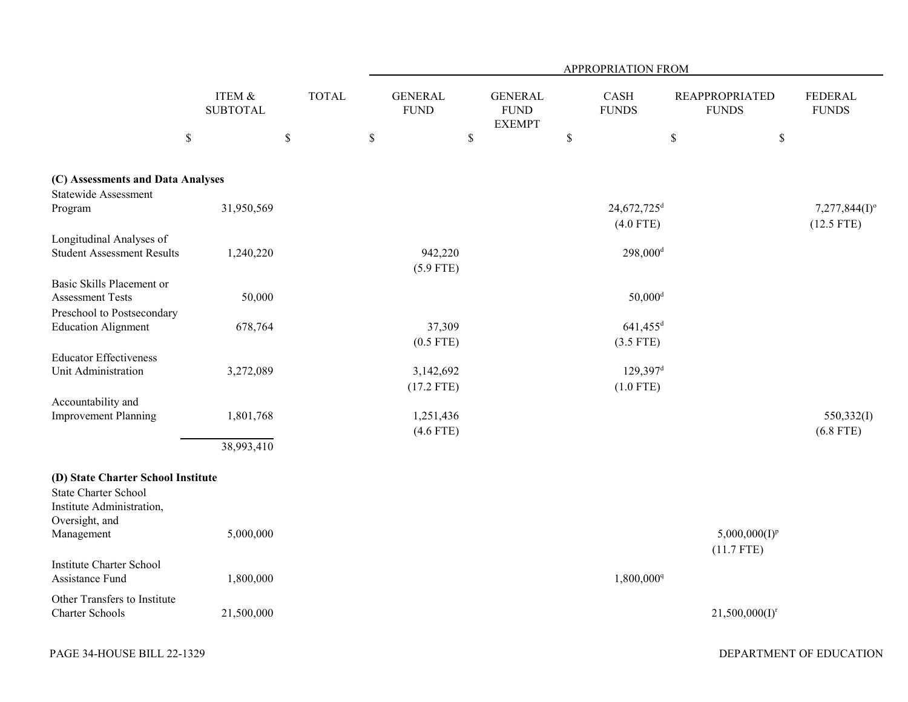| | ITEM & SUBTOTAL | TOTAL | APPROPRIATION FROM | | | | |
|---|---|---|---|---|---|---|---|
| | | | GENERAL FUND | GENERAL FUND EXEMPT | CASH FUNDS | REAPPROPRIATED FUNDS | FEDERAL FUNDS |
| | $ | $ | $ | $ | $ | $ | $ |
| **(C) Assessments and Data Analyses** | | | | | | | |
| Statewide Assessment Program | 31,950,569 | | | | 24,672,725[d] (4.0 FTE) | | 7,277,844(I)[o] (12.5 FTE) |
| Longitudinal Analyses of Student Assessment Results | 1,240,220 | | 942,220 (5.9 FTE) | | 298,000[d] | | |
| Basic Skills Placement or Assessment Tests | 50,000 | | | | 50,000[d] | | |
| Preschool to Postsecondary Education Alignment | 678,764 | | 37,309 (0.5 FTE) | | 641,455[d] (3.5 FTE) | | |
| Educator Effectiveness Unit Administration | 3,272,089 | | 3,142,692 (17.2 FTE) | | 129,397[d] (1.0 FTE) | | |
| Accountability and Improvement Planning | 1,801,768 | | 1,251,436 (4.6 FTE) | | | | 550,332(I) (6.8 FTE) |
| | 38,993,410 | | | | | | |
| **(D) State Charter School Institute** | | | | | | | |
| State Charter School Institute Administration, Oversight, and Management | 5,000,000 | | | | | 5,000,000(I)[p] (11.7 FTE) | |
| Institute Charter School Assistance Fund | 1,800,000 | | | | 1,800,000[q] | | |
| Other Transfers to Institute Charter Schools | 21,500,000 | | | | | 21,500,000(I)[r] | |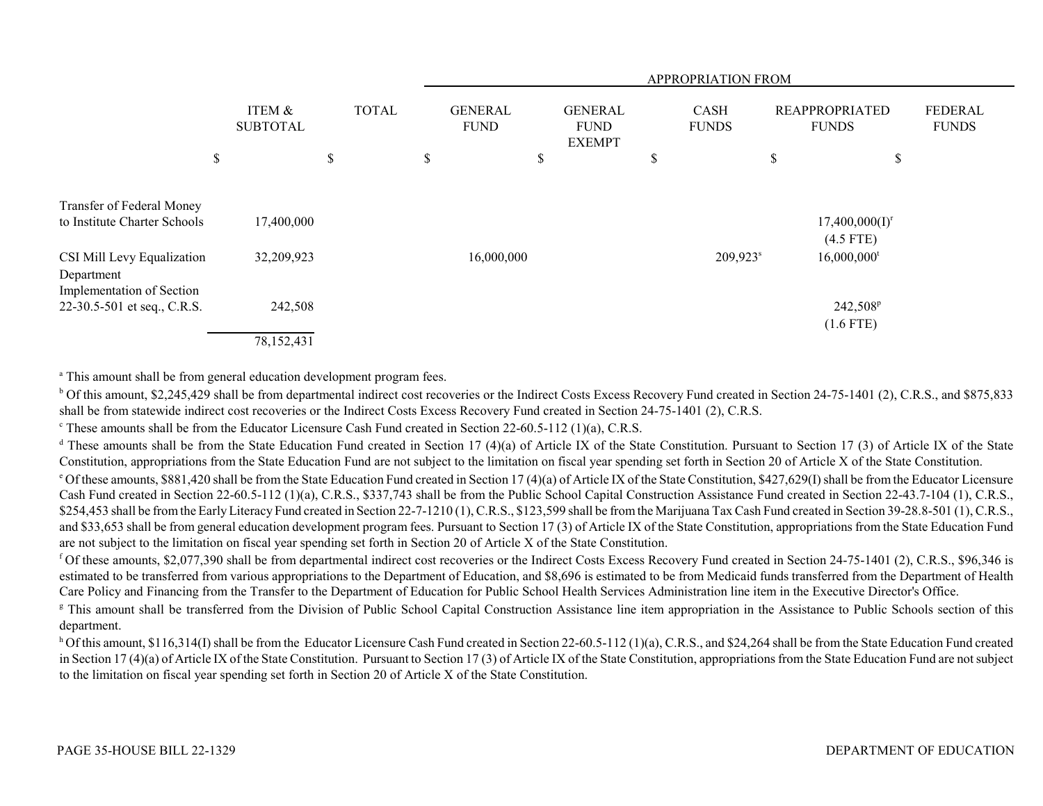| | ITEM & SUBTOTAL | TOTAL | APPROPRIATION FROM | | | | |
|---|---|---|---|---|---|---|---|
| | | | GENERAL FUND | GENERAL FUND EXEMPT | CASH FUNDS | REAPPROPRIATED FUNDS | FEDERAL FUNDS |
| | $ | $ | $ | $ | $ | $ | $ |
| Transfer of Federal Money to Institute Charter Schools | 17,400,000 | | | | | 17,400,000(I)[r] (4.5 FTE) | |
| CSI Mill Levy Equalization | 32,209,923 | | 16,000,000 | | 209,923[s] | 16,000,000[t] | |
| Department Implementation of Section 22-30.5-501 et seq., C.R.S. | 242,508 | | | | | 242,508[p] (1.6 FTE) | |
| | 78,152,431 | | | | | | |

[a] This amount shall be from general education development program fees.

[b] Of this amount, $2,245,429 shall be from departmental indirect cost recoveries or the Indirect Costs Excess Recovery Fund created in Section 24-75-1401 (2), C.R.S., and $875,833 shall be from statewide indirect cost recoveries or the Indirect Costs Excess Recovery Fund created in Section 24-75-1401 (2), C.R.S.

[c] These amounts shall be from the Educator Licensure Cash Fund created in Section 22-60.5-112 (1)(a), C.R.S.

[d] These amounts shall be from the State Education Fund created in Section 17 (4)(a) of Article IX of the State Constitution. Pursuant to Section 17 (3) of Article IX of the State Constitution, appropriations from the State Education Fund are not subject to the limitation on fiscal year spending set forth in Section 20 of Article X of the State Constitution.

[e] Of these amounts, $881,420 shall be from the State Education Fund created in Section 17 (4)(a) of Article IX of the State Constitution, $427,629(I) shall be from the Educator Licensure Cash Fund created in Section 22-60.5-112 (1)(a), C.R.S., $337,743 shall be from the Public School Capital Construction Assistance Fund created in Section 22-43.7-104 (1), C.R.S., $254,453 shall be from the Early Literacy Fund created in Section 22-7-1210 (1), C.R.S., $123,599 shall be from the Marijuana Tax Cash Fund created in Section 39-28.8-501 (1), C.R.S., and $33,653 shall be from general education development program fees. Pursuant to Section 17 (3) of Article IX of the State Constitution, appropriations from the State Education Fund are not subject to the limitation on fiscal year spending set forth in Section 20 of Article X of the State Constitution.

[f] Of these amounts, $2,077,390 shall be from departmental indirect cost recoveries or the Indirect Costs Excess Recovery Fund created in Section 24-75-1401 (2), C.R.S., $96,346 is estimated to be transferred from various appropriations to the Department of Education, and $8,696 is estimated to be from Medicaid funds transferred from the Department of Health Care Policy and Financing from the Transfer to the Department of Education for Public School Health Services Administration line item in the Executive Director's Office.

[g] This amount shall be transferred from the Division of Public School Capital Construction Assistance line item appropriation in the Assistance to Public Schools section of this department.

[h] Of this amount, $116,314(I) shall be from the Educator Licensure Cash Fund created in Section 22-60.5-112 (1)(a), C.R.S., and $24,264 shall be from the State Education Fund created in Section 17 (4)(a) of Article IX of the State Constitution. Pursuant to Section 17 (3) of Article IX of the State Constitution, appropriations from the State Education Fund are not subject to the limitation on fiscal year spending set forth in Section 20 of Article X of the State Constitution.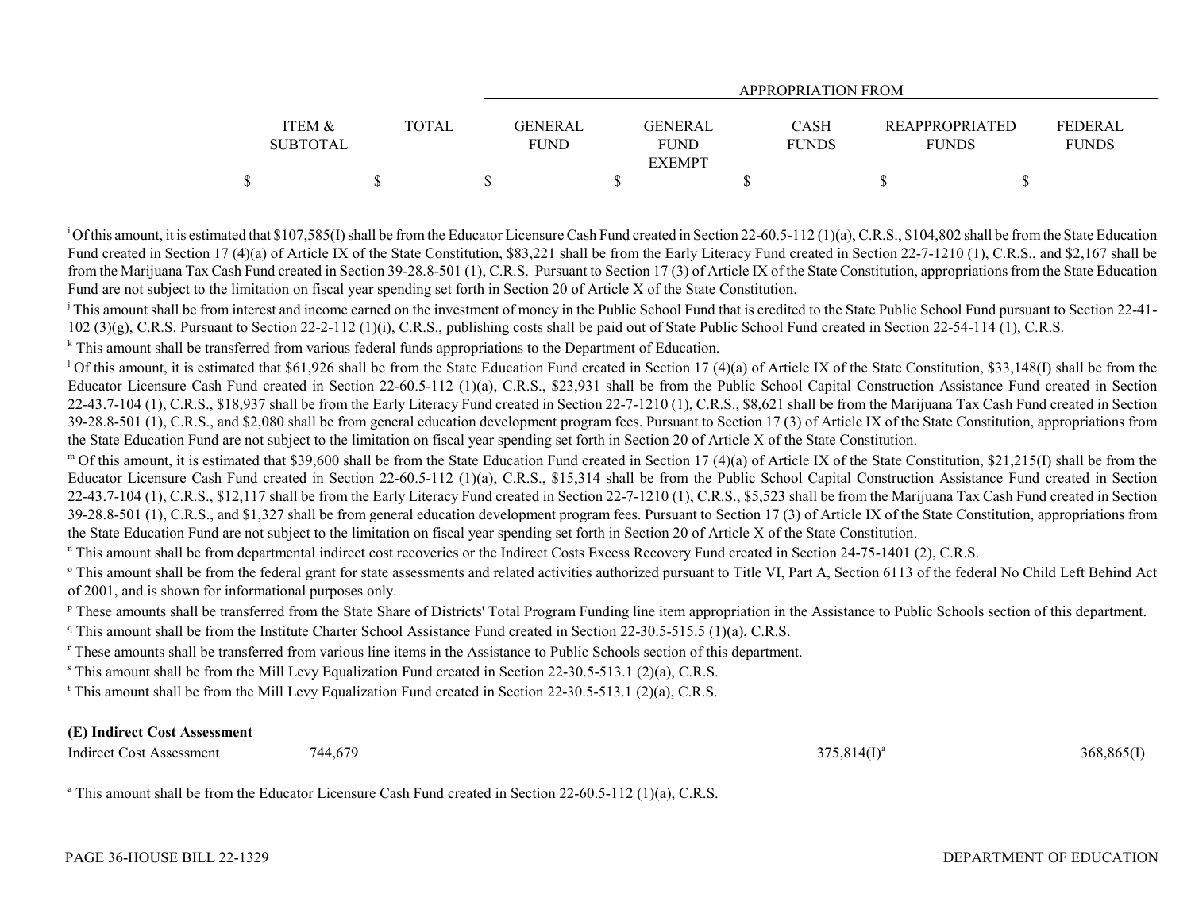| | ITEM & SUBTOTAL | TOTAL | APPROPRIATION FROM GENERAL FUND | GENERAL FUND EXEMPT | CASH FUNDS | REAPPROPRIATED FUNDS | FEDERAL FUNDS |
|---|---|---|---|---|---|---|---|
| | $ | $ | $ | $ | $ | $ | $ |

[i] Of this amount, it is estimated that $107,585(I) shall be from the Educator Licensure Cash Fund created in Section 22-60.5-112 (1)(a), C.R.S., $104,802 shall be from the State Education Fund created in Section 17 (4)(a) of Article IX of the State Constitution, $83,221 shall be from the Early Literacy Fund created in Section 22-7-1210 (1), C.R.S., and $2,167 shall be from the Marijuana Tax Cash Fund created in Section 39-28.8-501 (1), C.R.S. Pursuant to Section 17 (3) of Article IX of the State Constitution, appropriations from the State Education Fund are not subject to the limitation on fiscal year spending set forth in Section 20 of Article X of the State Constitution.

[j] This amount shall be from interest and income earned on the investment of money in the Public School Fund that is credited to the State Public School Fund pursuant to Section 22-41-102 (3)(g), C.R.S. Pursuant to Section 22-2-112 (1)(i), C.R.S., publishing costs shall be paid out of State Public School Fund created in Section 22-54-114 (1), C.R.S.

[k] This amount shall be transferred from various federal funds appropriations to the Department of Education.

[l] Of this amount, it is estimated that $61,926 shall be from the State Education Fund created in Section 17 (4)(a) of Article IX of the State Constitution, $33,148(I) shall be from the Educator Licensure Cash Fund created in Section 22-60.5-112 (1)(a), C.R.S., $23,931 shall be from the Public School Capital Construction Assistance Fund created in Section 22-43.7-104 (1), C.R.S., $18,937 shall be from the Early Literacy Fund created in Section 22-7-1210 (1), C.R.S., $8,621 shall be from the Marijuana Tax Cash Fund created in Section 39-28.8-501 (1), C.R.S., and $2,080 shall be from general education development program fees. Pursuant to Section 17 (3) of Article IX of the State Constitution, appropriations from the State Education Fund are not subject to the limitation on fiscal year spending set forth in Section 20 of Article X of the State Constitution.

[m] Of this amount, it is estimated that $39,600 shall be from the State Education Fund created in Section 17 (4)(a) of Article IX of the State Constitution, $21,215(I) shall be from the Educator Licensure Cash Fund created in Section 22-60.5-112 (1)(a), C.R.S., $15,314 shall be from the Public School Capital Construction Assistance Fund created in Section 22-43.7-104 (1), C.R.S., $12,117 shall be from the Early Literacy Fund created in Section 22-7-1210 (1), C.R.S., $5,523 shall be from the Marijuana Tax Cash Fund created in Section 39-28.8-501 (1), C.R.S., and $1,327 shall be from general education development program fees. Pursuant to Section 17 (3) of Article IX of the State Constitution, appropriations from the State Education Fund are not subject to the limitation on fiscal year spending set forth in Section 20 of Article X of the State Constitution.

[n] This amount shall be from departmental indirect cost recoveries or the Indirect Costs Excess Recovery Fund created in Section 24-75-1401 (2), C.R.S.

[o] This amount shall be from the federal grant for state assessments and related activities authorized pursuant to Title VI, Part A, Section 6113 of the federal No Child Left Behind Act of 2001, and is shown for informational purposes only.

[p] These amounts shall be transferred from the State Share of Districts' Total Program Funding line item appropriation in the Assistance to Public Schools section of this department.

[q] This amount shall be from the Institute Charter School Assistance Fund created in Section 22-30.5-515.5 (1)(a), C.R.S.

[r] These amounts shall be transferred from various line items in the Assistance to Public Schools section of this department.

[s] This amount shall be from the Mill Levy Equalization Fund created in Section 22-30.5-513.1 (2)(a), C.R.S.

[t] This amount shall be from the Mill Levy Equalization Fund created in Section 22-30.5-513.1 (2)(a), C.R.S.

**(E) Indirect Cost Assessment**

| | ITEM & SUBTOTAL | TOTAL | GENERAL FUND | GENERAL FUND EXEMPT | CASH FUNDS | REAPPROPRIATED FUNDS | FEDERAL FUNDS |
|---|---|---|---|---|---|---|---|
| Indirect Cost Assessment | 744,679 | | | | 375,814(I)[a] | | 368,865(I) |

[a] This amount shall be from the Educator Licensure Cash Fund created in Section 22-60.5-112 (1)(a), C.R.S.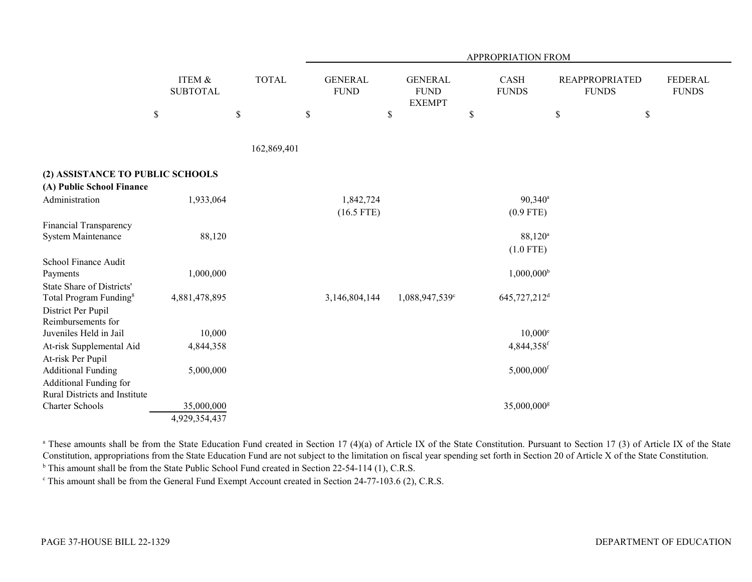| | ITEM & SUBTOTAL | TOTAL | APPROPRIATION FROM | | | | |
|---|---|---|---|---|---|---|---|
| | | | GENERAL FUND | GENERAL FUND EXEMPT | CASH FUNDS | REAPPROPRIATED FUNDS | FEDERAL FUNDS |
| | $ | $ | $ | $ | $ | $ | $ |
| | | 162,869,401 | | | | | |
| **(2) ASSISTANCE TO PUBLIC SCHOOLS** | | | | | | | |
| **(A) Public School Finance** | | | | | | | |
| Administration | 1,933,064 | | 1,842,724 | | 90,340[a] | | |
| | | | (16.5 FTE) | | (0.9 FTE) | | |
| Financial Transparency System Maintenance | 88,120 | | | | 88,120[a] | | |
| | | | | | (1.0 FTE) | | |
| School Finance Audit Payments | 1,000,000 | | | | 1,000,000[b] | | |
| State Share of Districts' Total Program Funding[8] | 4,881,478,895 | | 3,146,804,144 | 1,088,947,539[c] | 645,727,212[d] | | |
| District Per Pupil Reimbursements for Juveniles Held in Jail | 10,000 | | | | 10,000[e] | | |
| At-risk Supplemental Aid | 4,844,358 | | | | 4,844,358[f] | | |
| At-risk Per Pupil Additional Funding | 5,000,000 | | | | 5,000,000[f] | | |
| Additional Funding for Rural Districts and Institute Charter Schools | 35,000,000 | | | | 35,000,000[g] | | |
| | 4,929,354,437 | | | | | | |

[a] These amounts shall be from the State Education Fund created in Section 17 (4)(a) of Article IX of the State Constitution. Pursuant to Section 17 (3) of Article IX of the State Constitution, appropriations from the State Education Fund are not subject to the limitation on fiscal year spending set forth in Section 20 of Article X of the State Constitution.

[b] This amount shall be from the State Public School Fund created in Section 22-54-114 (1), C.R.S.

[c] This amount shall be from the General Fund Exempt Account created in Section 24-77-103.6 (2), C.R.S.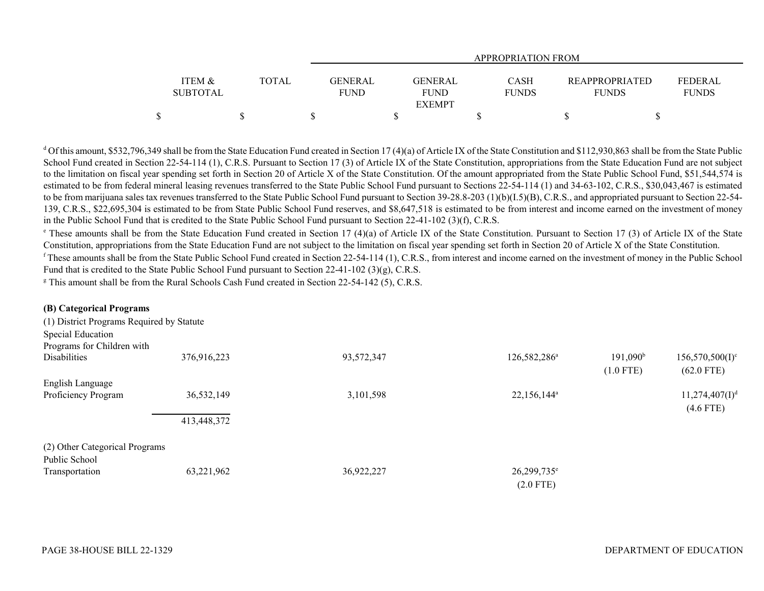| | ITEM & SUBTOTAL | TOTAL | APPROPRIATION FROM | | | | |
|---|---|---|---|---|---|---|---|
| | | | GENERAL FUND | GENERAL FUND EXEMPT | CASH FUNDS | REAPPROPRIATED FUNDS | FEDERAL FUNDS |
| | $ | $ | $ | $ | $ | $ | $ |

[d] Of this amount, $532,796,349 shall be from the State Education Fund created in Section 17 (4)(a) of Article IX of the State Constitution and $112,930,863 shall be from the State Public School Fund created in Section 22-54-114 (1), C.R.S. Pursuant to Section 17 (3) of Article IX of the State Constitution, appropriations from the State Education Fund are not subject to the limitation on fiscal year spending set forth in Section 20 of Article X of the State Constitution. Of the amount appropriated from the State Public School Fund, $51,544,574 is estimated to be from federal mineral leasing revenues transferred to the State Public School Fund pursuant to Sections 22-54-114 (1) and 34-63-102, C.R.S., $30,043,467 is estimated to be from marijuana sales tax revenues transferred to the State Public School Fund pursuant to Section 39-28.8-203 (1)(b)(I.5)(B), C.R.S., and appropriated pursuant to Section 22-54-139, C.R.S., $22,695,304 is estimated to be from State Public School Fund reserves, and $8,647,518 is estimated to be from interest and income earned on the investment of money in the Public School Fund that is credited to the State Public School Fund pursuant to Section 22-41-102 (3)(f), C.R.S.

[e] These amounts shall be from the State Education Fund created in Section 17 (4)(a) of Article IX of the State Constitution. Pursuant to Section 17 (3) of Article IX of the State Constitution, appropriations from the State Education Fund are not subject to the limitation on fiscal year spending set forth in Section 20 of Article X of the State Constitution.

[f] These amounts shall be from the State Public School Fund created in Section 22-54-114 (1), C.R.S., from interest and income earned on the investment of money in the Public School Fund that is credited to the State Public School Fund pursuant to Section 22-41-102 (3)(g), C.R.S.

[g] This amount shall be from the Rural Schools Cash Fund created in Section 22-54-142 (5), C.R.S.

**(B) Categorical Programs**

(1) District Programs Required by Statute

| | ITEM & SUBTOTAL | TOTAL | GENERAL FUND | GENERAL FUND EXEMPT | CASH FUNDS | REAPPROPRIATED FUNDS | FEDERAL FUNDS |
|---|---|---|---|---|---|---|---|
| Special Education Programs for Children with Disabilities | 376,916,223 | | 93,572,347 | | 126,582,286[a] | 191,090[b] (1.0 FTE) | 156,570,500(I)[c] (62.0 FTE) |
| English Language Proficiency Program | 36,532,149 | | 3,101,598 | | 22,156,144[a] | | 11,274,407(I)[d] (4.6 FTE) |
| | 413,448,372 | | | | | | |

(2) Other Categorical Programs

| | ITEM & SUBTOTAL | TOTAL | GENERAL FUND | GENERAL FUND EXEMPT | CASH FUNDS | REAPPROPRIATED FUNDS | FEDERAL FUNDS |
|---|---|---|---|---|---|---|---|
| Public School Transportation | 63,221,962 | | 36,922,227 | | 26,299,735[e] (2.0 FTE) | | |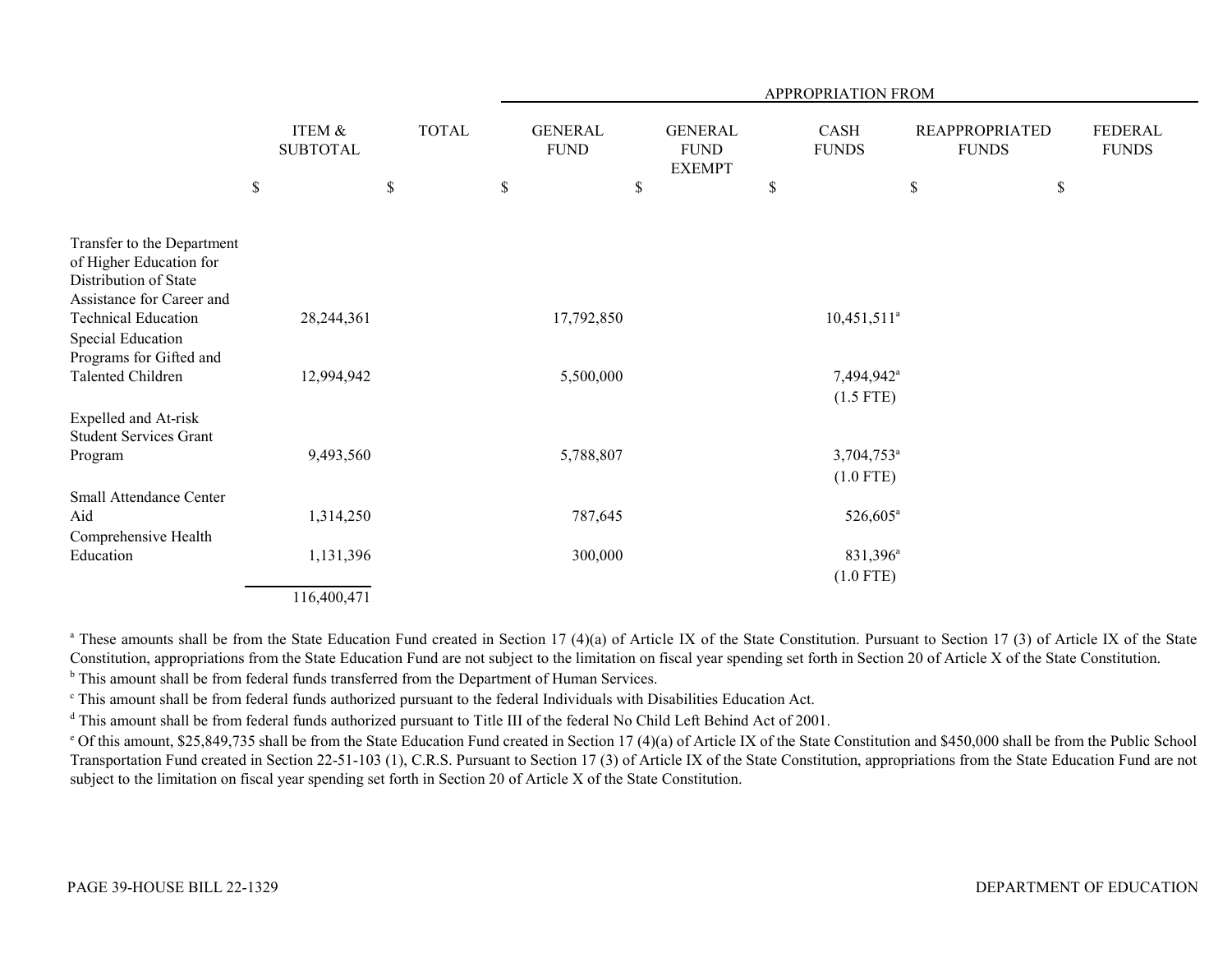| | ITEM & SUBTOTAL | TOTAL | APPROPRIATION FROM GENERAL FUND | GENERAL FUND EXEMPT | CASH FUNDS | REAPPROPRIATED FUNDS | FEDERAL FUNDS |
|---|---|---|---|---|---|---|---|
| | $ | $ | $ | $ | $ | $ | $ |
| Transfer to the Department of Higher Education for Distribution of State Assistance for Career and Technical Education | 28,244,361 | | 17,792,850 | | 10,451,511[a] | | |
| Special Education Programs for Gifted and Talented Children | 12,994,942 | | 5,500,000 | | 7,494,942[a] (1.5 FTE) | | |
| Expelled and At-risk Student Services Grant Program | 9,493,560 | | 5,788,807 | | 3,704,753[a] (1.0 FTE) | | |
| Small Attendance Center Aid | 1,314,250 | | 787,645 | | 526,605[a] | | |
| Comprehensive Health Education | 1,131,396 | | 300,000 | | 831,396[a] (1.0 FTE) | | |
| | 116,400,471 | | | | | | |

[a] These amounts shall be from the State Education Fund created in Section 17 (4)(a) of Article IX of the State Constitution. Pursuant to Section 17 (3) of Article IX of the State Constitution, appropriations from the State Education Fund are not subject to the limitation on fiscal year spending set forth in Section 20 of Article X of the State Constitution.

[b] This amount shall be from federal funds transferred from the Department of Human Services.

[c] This amount shall be from federal funds authorized pursuant to the federal Individuals with Disabilities Education Act.

[d] This amount shall be from federal funds authorized pursuant to Title III of the federal No Child Left Behind Act of 2001.

[e] Of this amount, $25,849,735 shall be from the State Education Fund created in Section 17 (4)(a) of Article IX of the State Constitution and $450,000 shall be from the Public School Transportation Fund created in Section 22-51-103 (1), C.R.S. Pursuant to Section 17 (3) of Article IX of the State Constitution, appropriations from the State Education Fund are not subject to the limitation on fiscal year spending set forth in Section 20 of Article X of the State Constitution.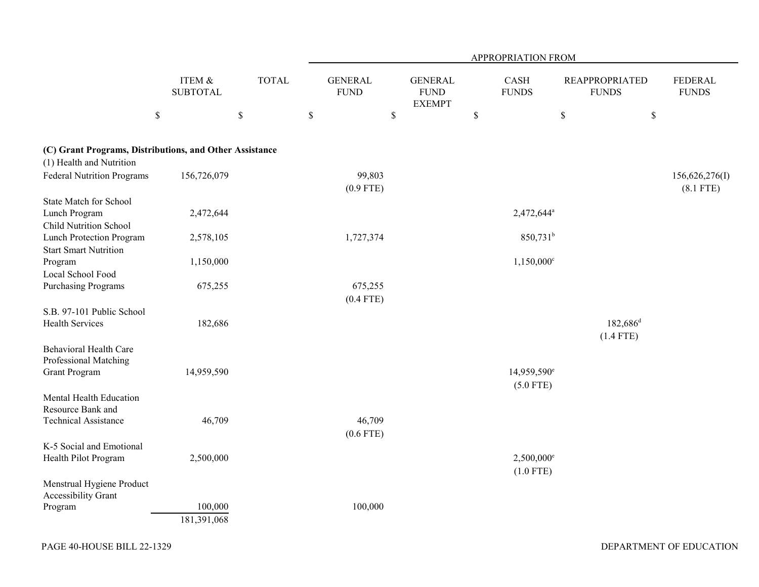| | ITEM & SUBTOTAL | TOTAL | GENERAL FUND | GENERAL FUND EXEMPT | CASH FUNDS | REAPPROPRIATED FUNDS | FEDERAL FUNDS |
|---|---|---|---|---|---|---|---|
| | | | APPROPRIATION FROM | | | | |
| | $ | $ | $ | $ | $ | $ | $ |
| **(C) Grant Programs, Distributions, and Other Assistance** | | | | | | | |
| (1) Health and Nutrition | | | | | | | |
| Federal Nutrition Programs | 156,726,079 | | 99,803 (0.9 FTE) | | | | 156,626,276(I) (8.1 FTE) |
| State Match for School Lunch Program | 2,472,644 | | | | 2,472,644[a] | | |
| Child Nutrition School Lunch Protection Program | 2,578,105 | | 1,727,374 | | 850,731[b] | | |
| Start Smart Nutrition Program | 1,150,000 | | | | 1,150,000[c] | | |
| Local School Food Purchasing Programs | 675,255 | | 675,255 (0.4 FTE) | | | | |
| S.B. 97-101 Public School Health Services | 182,686 | | | | | 182,686[d] (1.4 FTE) | |
| Behavioral Health Care Professional Matching Grant Program | 14,959,590 | | | | 14,959,590[e] (5.0 FTE) | | |
| Mental Health Education Resource Bank and Technical Assistance | 46,709 | | 46,709 (0.6 FTE) | | | | |
| K-5 Social and Emotional Health Pilot Program | 2,500,000 | | | | 2,500,000[e] (1.0 FTE) | | |
| Menstrual Hygiene Product Accessibility Grant Program | 100,000 | | 100,000 | | | | |
| | 181,391,068 | | | | | | |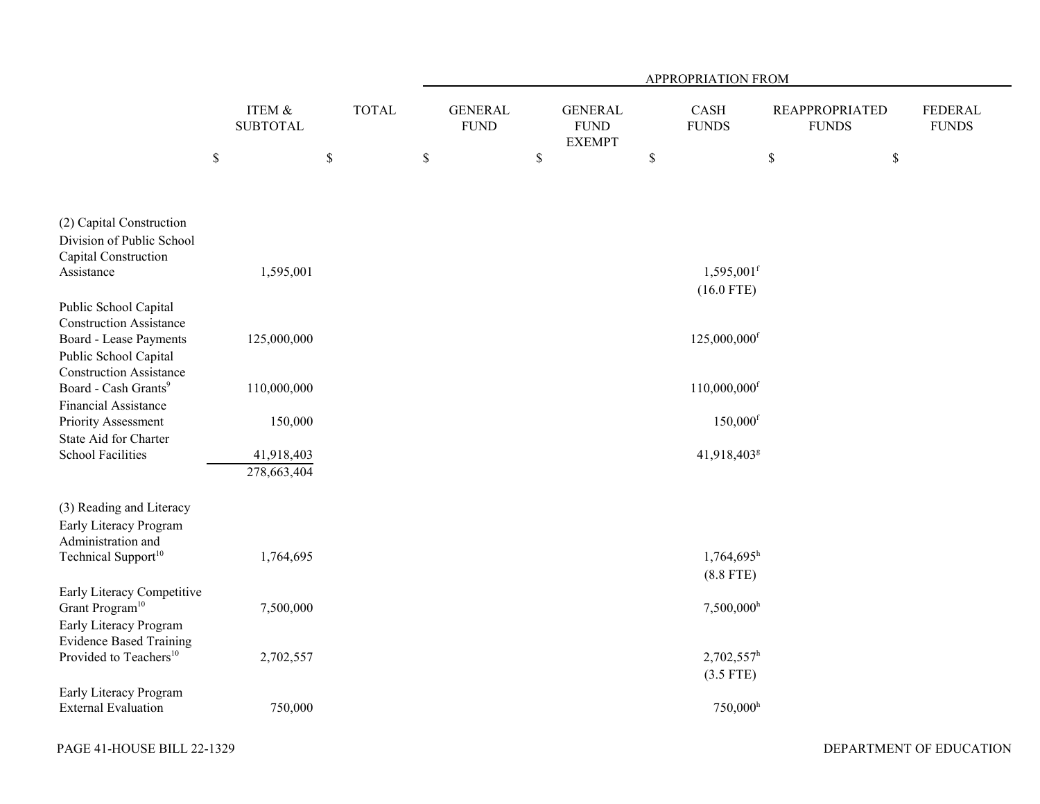| | ITEM & SUBTOTAL | TOTAL | APPROPRIATION FROM GENERAL FUND | GENERAL FUND EXEMPT | CASH FUNDS | REAPPROPRIATED FUNDS | FEDERAL FUNDS |
|---|---|---|---|---|---|---|---|
| | $ | $ | $ | $ | $ | $ | $ |
| **(2) Capital Construction** | | | | | | | |
| Division of Public School Capital Construction Assistance | 1,595,001 | | | | 1,595,001[f] (16.0 FTE) | | |
| Public School Capital Construction Assistance Board - Lease Payments | 125,000,000 | | | | 125,000,000[f] | | |
| Public School Capital Construction Assistance Board - Cash Grants[9] | 110,000,000 | | | | 110,000,000[f] | | |
| Financial Assistance Priority Assessment | 150,000 | | | | 150,000[f] | | |
| State Aid for Charter School Facilities | 41,918,403 | | | | 41,918,403[g] | | |
| | 278,663,404 | | | | | | |
| **(3) Reading and Literacy** | | | | | | | |
| Early Literacy Program Administration and Technical Support[10] | 1,764,695 | | | | 1,764,695[h] (8.8 FTE) | | |
| Early Literacy Competitive Grant Program[10] | 7,500,000 | | | | 7,500,000[h] | | |
| Early Literacy Program Evidence Based Training Provided to Teachers[10] | 2,702,557 | | | | 2,702,557[h] (3.5 FTE) | | |
| Early Literacy Program External Evaluation | 750,000 | | | | 750,000[h] | | |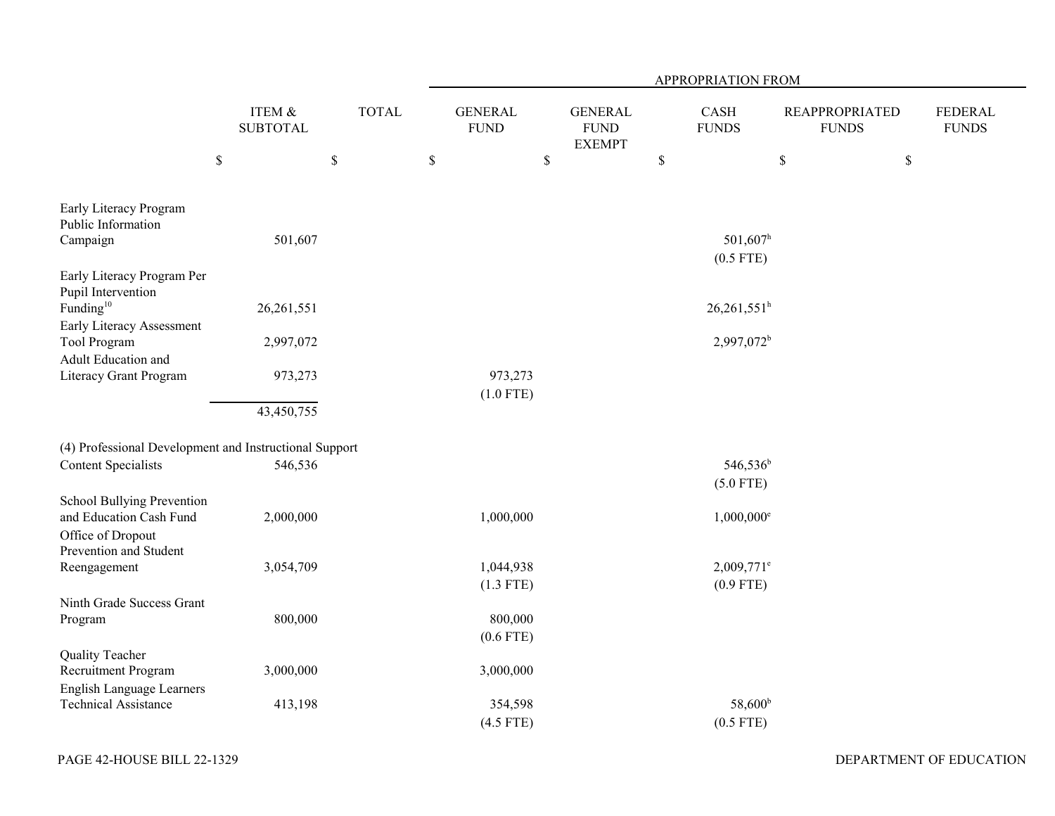| | ITEM & SUBTOTAL | TOTAL | APPROPRIATION FROM GENERAL FUND | GENERAL FUND EXEMPT | CASH FUNDS | REAPPROPRIATED FUNDS | FEDERAL FUNDS |
|---|---|---|---|---|---|---|---|
| | $ | $ | $ | $ | $ | $ | $ |
| Early Literacy Program Public Information Campaign | 501,607 | | | | 501,607[h] (0.5 FTE) | | |
| Early Literacy Program Per Pupil Intervention Funding[10] | 26,261,551 | | | | 26,261,551[h] | | |
| Early Literacy Assessment Tool Program | 2,997,072 | | | | 2,997,072[b] | | |
| Adult Education and Literacy Grant Program | 973,273 | | 973,273 (1.0 FTE) | | | | |
| | 43,450,755 | | | | | | |
| (4) Professional Development and Instructional Support | | | | | | | |
| Content Specialists | 546,536 | | | | 546,536[b] (5.0 FTE) | | |
| School Bullying Prevention and Education Cash Fund | 2,000,000 | | 1,000,000 | | 1,000,000[e] | | |
| Office of Dropout Prevention and Student Reengagement | 3,054,709 | | 1,044,938 (1.3 FTE) | | 2,009,771[e] (0.9 FTE) | | |
| Ninth Grade Success Grant Program | 800,000 | | 800,000 (0.6 FTE) | | | | |
| Quality Teacher Recruitment Program | 3,000,000 | | 3,000,000 | | | | |
| English Language Learners Technical Assistance | 413,198 | | 354,598 (4.5 FTE) | | 58,600[b] (0.5 FTE) | | |

PAGE 42-HOUSE BILL 22-1329 DEPARTMENT OF EDUCATION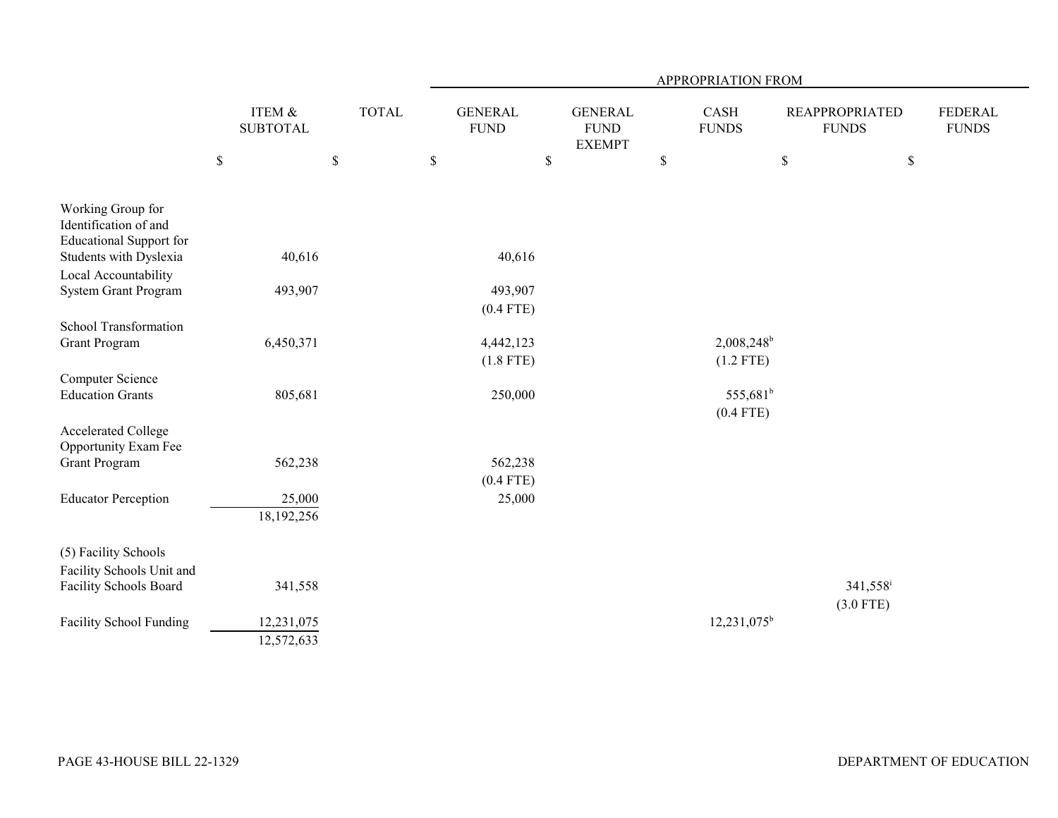| | ITEM & SUBTOTAL | TOTAL | APPROPRIATION FROM GENERAL FUND | GENERAL FUND EXEMPT | CASH FUNDS | REAPPROPRIATED FUNDS | FEDERAL FUNDS |
|---|---|---|---|---|---|---|---|
| | $ | $ | $ | $ | $ | $ | $ |
| Working Group for Identification of and Educational Support for Students with Dyslexia | 40,616 | | 40,616 | | | | |
| Local Accountability System Grant Program | 493,907 | | 493,907 (0.4 FTE) | | | | |
| School Transformation Grant Program | 6,450,371 | | 4,442,123 (1.8 FTE) | | 2,008,248[b] (1.2 FTE) | | |
| Computer Science Education Grants | 805,681 | | 250,000 | | 555,681[b] (0.4 FTE) | | |
| Accelerated College Opportunity Exam Fee Grant Program | 562,238 | | 562,238 (0.4 FTE) | | | | |
| Educator Perception | 25,000 | | 25,000 | | | | |
| | 18,192,256 | | | | | | |
| (5) Facility Schools | | | | | | | |
| Facility Schools Unit and Facility Schools Board | 341,558 | | | | | 341,558[i] (3.0 FTE) | |
| Facility School Funding | 12,231,075 | | | | 12,231,075[b] | | |
| | 12,572,633 | | | | | | |

PAGE 43-HOUSE BILL 22-1329 DEPARTMENT OF EDUCATION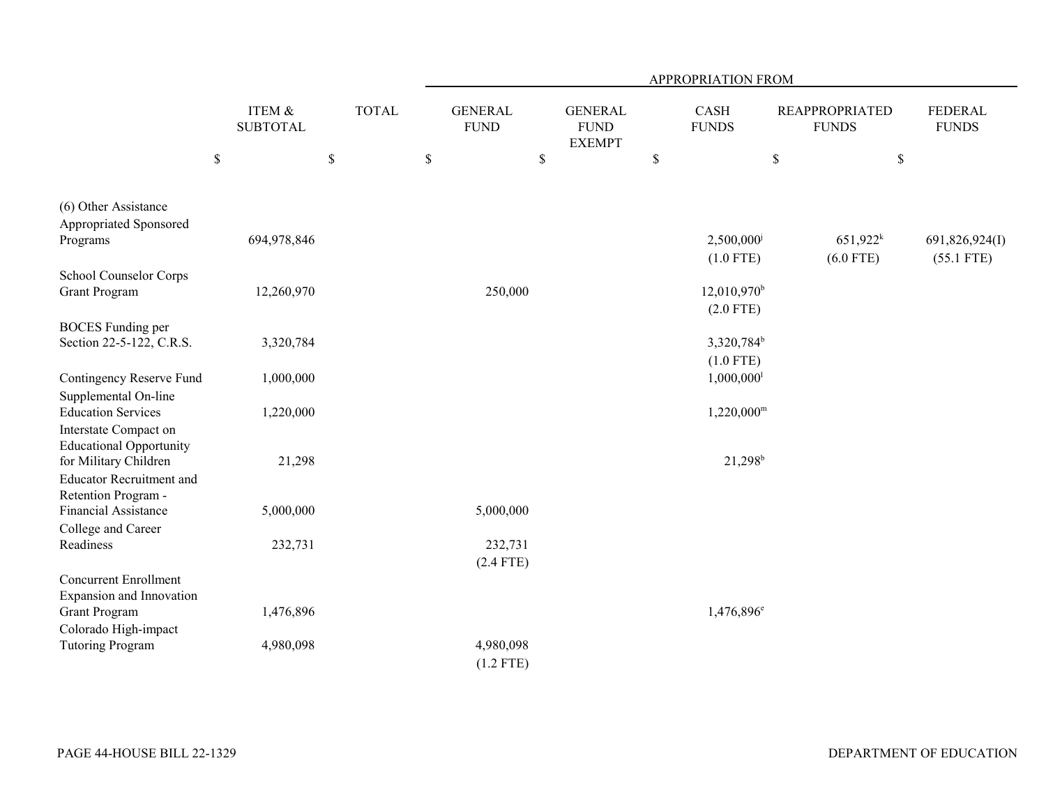| | ITEM & SUBTOTAL | TOTAL | APPROPRIATION FROM GENERAL FUND | GENERAL FUND EXEMPT | CASH FUNDS | REAPPROPRIATED FUNDS | FEDERAL FUNDS |
|---|---|---|---|---|---|---|---|
| | $ | $ | $ | $ | $ | $ | $ |
| (6) Other Assistance | | | | | | | |
| Appropriated Sponsored Programs | 694,978,846 | | | | 2,500,000[j] (1.0 FTE) | 651,922[k] (6.0 FTE) | 691,826,924(I) (55.1 FTE) |
| School Counselor Corps Grant Program | 12,260,970 | | 250,000 | | 12,010,970[b] (2.0 FTE) | | |
| BOCES Funding per Section 22-5-122, C.R.S. | 3,320,784 | | | | 3,320,784[b] (1.0 FTE) | | |
| Contingency Reserve Fund | 1,000,000 | | | | 1,000,000[l] | | |
| Supplemental On-line Education Services | 1,220,000 | | | | 1,220,000[m] | | |
| Interstate Compact on Educational Opportunity for Military Children | 21,298 | | | | 21,298[b] | | |
| Educator Recruitment and Retention Program - Financial Assistance | 5,000,000 | | 5,000,000 | | | | |
| College and Career Readiness | 232,731 | | 232,731 (2.4 FTE) | | | | |
| Concurrent Enrollment Expansion and Innovation Grant Program | 1,476,896 | | | | 1,476,896[e] | | |
| Colorado High-impact Tutoring Program | 4,980,098 | | 4,980,098 (1.2 FTE) | | | | |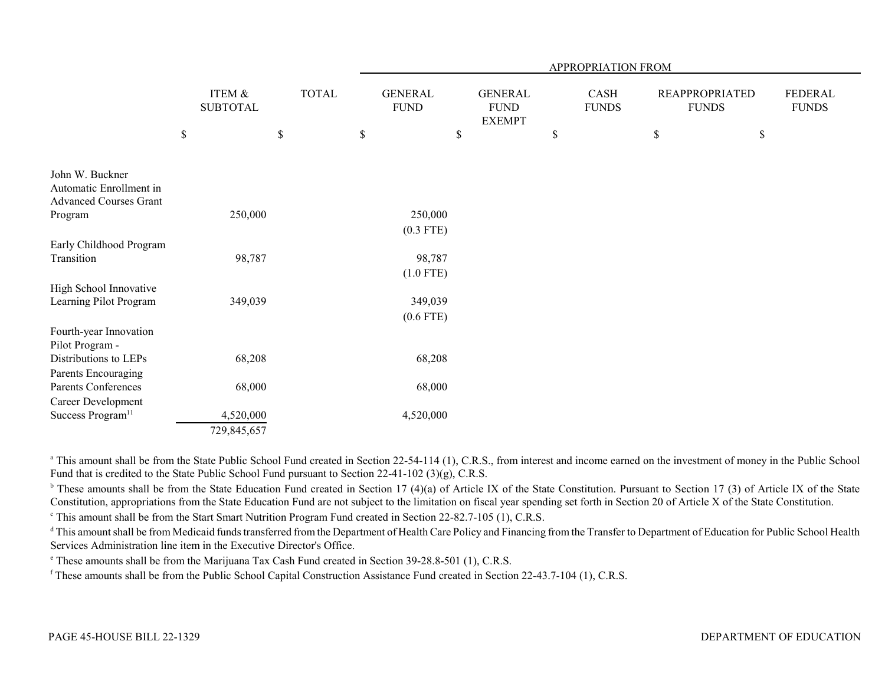| | ITEM & SUBTOTAL | TOTAL | APPROPRIATION FROM | | | | |
|---|---|---|---|---|---|---|---|
| | | | GENERAL FUND | GENERAL FUND EXEMPT | CASH FUNDS | REAPPROPRIATED FUNDS | FEDERAL FUNDS |
| | $ | $ | $ | $ | $ | $ | $ |
| John W. Buckner Automatic Enrollment in Advanced Courses Grant Program | 250,000 | | 250,000 (0.3 FTE) | | | | |
| Early Childhood Program Transition | 98,787 | | 98,787 (1.0 FTE) | | | | |
| High School Innovative Learning Pilot Program | 349,039 | | 349,039 (0.6 FTE) | | | | |
| Fourth-year Innovation Pilot Program - Distributions to LEPs | 68,208 | | 68,208 | | | | |
| Parents Encouraging Parents Conferences | 68,000 | | 68,000 | | | | |
| Career Development Success Program[11] | 4,520,000 | | 4,520,000 | | | | |
| | 729,845,657 | | | | | | |

[a] This amount shall be from the State Public School Fund created in Section 22-54-114 (1), C.R.S., from interest and income earned on the investment of money in the Public School Fund that is credited to the State Public School Fund pursuant to Section 22-41-102 (3)(g), C.R.S.

[b] These amounts shall be from the State Education Fund created in Section 17 (4)(a) of Article IX of the State Constitution. Pursuant to Section 17 (3) of Article IX of the State Constitution, appropriations from the State Education Fund are not subject to the limitation on fiscal year spending set forth in Section 20 of Article X of the State Constitution.

[c] This amount shall be from the Start Smart Nutrition Program Fund created in Section 22-82.7-105 (1), C.R.S.

[d] This amount shall be from Medicaid funds transferred from the Department of Health Care Policy and Financing from the Transfer to Department of Education for Public School Health Services Administration line item in the Executive Director's Office.

[e] These amounts shall be from the Marijuana Tax Cash Fund created in Section 39-28.8-501 (1), C.R.S.

[f] These amounts shall be from the Public School Capital Construction Assistance Fund created in Section 22-43.7-104 (1), C.R.S.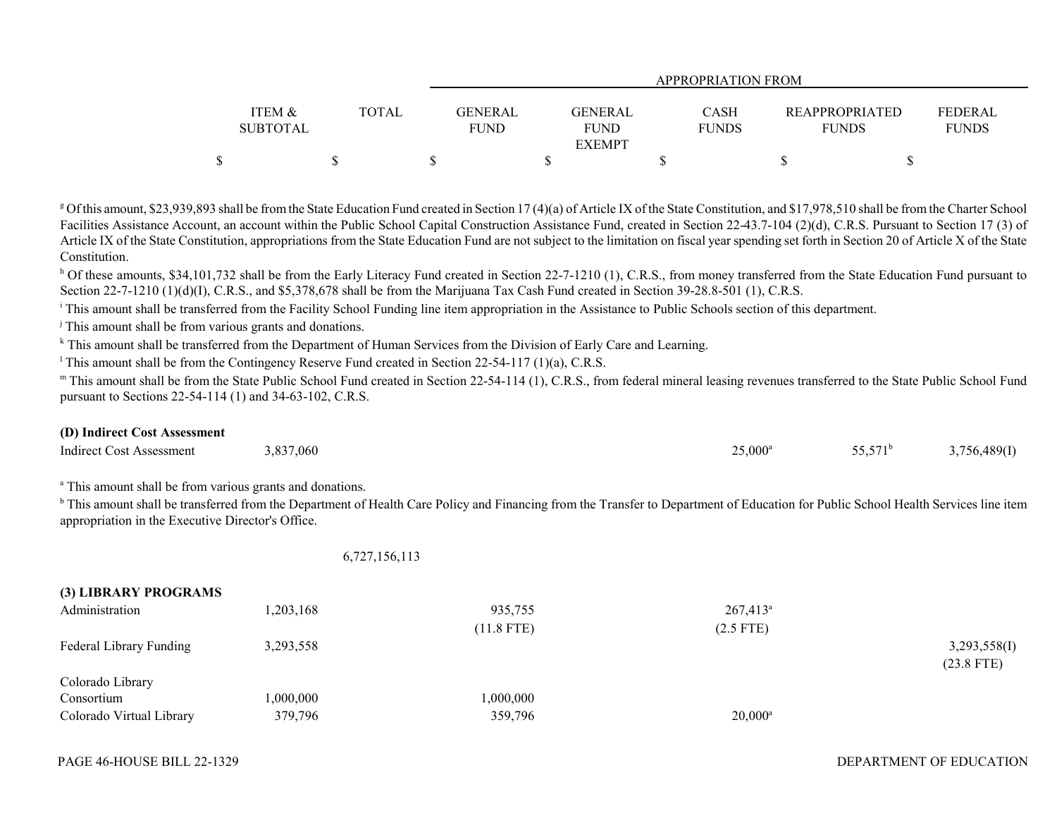| | ITEM & SUBTOTAL | TOTAL | GENERAL FUND | GENERAL FUND EXEMPT | CASH FUNDS | REAPPROPRIATED FUNDS | FEDERAL FUNDS |
|---|---|---|---|---|---|---|---|
| | | | APPROPRIATION FROM | | | | |
| | $ | $ | $ | $ | $ | $ | $ |

[g] Of this amount, $23,939,893 shall be from the State Education Fund created in Section 17 (4)(a) of Article IX of the State Constitution, and $17,978,510 shall be from the Charter School Facilities Assistance Account, an account within the Public School Capital Construction Assistance Fund, created in Section 22-43.7-104 (2)(d), C.R.S. Pursuant to Section 17 (3) of Article IX of the State Constitution, appropriations from the State Education Fund are not subject to the limitation on fiscal year spending set forth in Section 20 of Article X of the State Constitution.

[h] Of these amounts, $34,101,732 shall be from the Early Literacy Fund created in Section 22-7-1210 (1), C.R.S., from money transferred from the State Education Fund pursuant to Section 22-7-1210 (1)(d)(I), C.R.S., and $5,378,678 shall be from the Marijuana Tax Cash Fund created in Section 39-28.8-501 (1), C.R.S.

[i] This amount shall be transferred from the Facility School Funding line item appropriation in the Assistance to Public Schools section of this department.

[j] This amount shall be from various grants and donations.

[k] This amount shall be transferred from the Department of Human Services from the Division of Early Care and Learning.

[l] This amount shall be from the Contingency Reserve Fund created in Section 22-54-117 (1)(a), C.R.S.

[m] This amount shall be from the State Public School Fund created in Section 22-54-114 (1), C.R.S., from federal mineral leasing revenues transferred to the State Public School Fund pursuant to Sections 22-54-114 (1) and 34-63-102, C.R.S.

**(D) Indirect Cost Assessment**

| | ITEM & SUBTOTAL | TOTAL | GENERAL FUND | GENERAL FUND EXEMPT | CASH FUNDS | REAPPROPRIATED FUNDS | FEDERAL FUNDS |
|---|---|---|---|---|---|---|---|
| Indirect Cost Assessment | 3,837,060 | | | | 25,000[a] | 55,571[b] | 3,756,489(I) |

[a] This amount shall be from various grants and donations.

[b] This amount shall be transferred from the Department of Health Care Policy and Financing from the Transfer to Department of Education for Public School Health Services line item appropriation in the Executive Director's Office.

| | ITEM & SUBTOTAL | TOTAL | GENERAL FUND | GENERAL FUND EXEMPT | CASH FUNDS | REAPPROPRIATED FUNDS | FEDERAL FUNDS |
|---|---|---|---|---|---|---|---|
| | | 6,727,156,113 | | | | | |

**(3) LIBRARY PROGRAMS**

| | ITEM & SUBTOTAL | TOTAL | GENERAL FUND | GENERAL FUND EXEMPT | CASH FUNDS | REAPPROPRIATED FUNDS | FEDERAL FUNDS |
|---|---|---|---|---|---|---|---|
| Administration | 1,203,168 | | 935,755 | | 267,413[a] | | |
| | | | (11.8 FTE) | | (2.5 FTE) | | |
| Federal Library Funding | 3,293,558 | | | | | | 3,293,558(I) |
| | | | | | | | (23.8 FTE) |
| Colorado Library Consortium | 1,000,000 | | 1,000,000 | | | | |
| Colorado Virtual Library | 379,796 | | 359,796 | | 20,000[a] | | |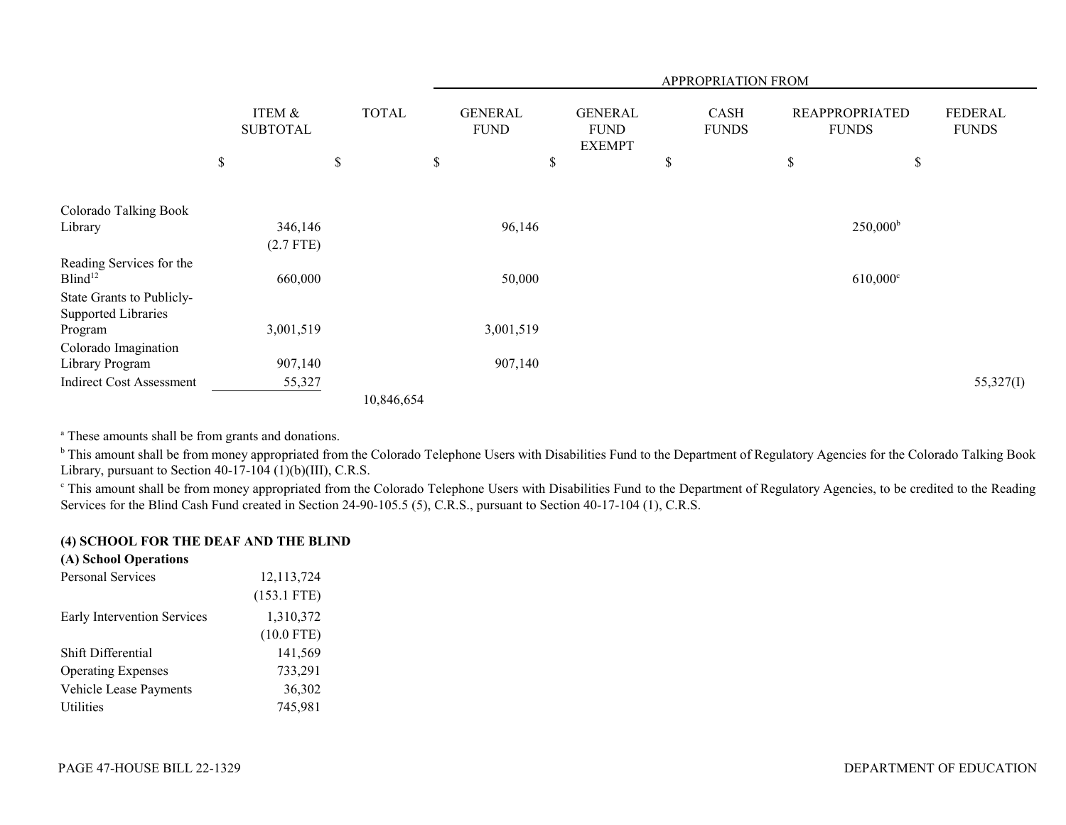| | ITEM & SUBTOTAL | TOTAL | APPROPRIATION FROM GENERAL FUND | GENERAL FUND EXEMPT | CASH FUNDS | REAPPROPRIATED FUNDS | FEDERAL FUNDS |
|---|---|---|---|---|---|---|---|
| | $ | $ | $ | $ | $ | $ | $ |
| Colorado Talking Book Library | 346,146 (2.7 FTE) | | 96,146 | | | 250,000[b] | |
| Reading Services for the Blind[12] | 660,000 | | 50,000 | | | 610,000[c] | |
| State Grants to Publicly-Supported Libraries Program | 3,001,519 | | 3,001,519 | | | | |
| Colorado Imagination Library Program | 907,140 | | 907,140 | | | | |
| Indirect Cost Assessment | 55,327 | | | | | | 55,327(I) |
| | | 10,846,654 | | | | | |

[a] These amounts shall be from grants and donations.

[b] This amount shall be from money appropriated from the Colorado Telephone Users with Disabilities Fund to the Department of Regulatory Agencies for the Colorado Talking Book Library, pursuant to Section 40-17-104 (1)(b)(III), C.R.S.

[c] This amount shall be from money appropriated from the Colorado Telephone Users with Disabilities Fund to the Department of Regulatory Agencies, to be credited to the Reading Services for the Blind Cash Fund created in Section 24-90-105.5 (5), C.R.S., pursuant to Section 40-17-104 (1), C.R.S.

**(4) SCHOOL FOR THE DEAF AND THE BLIND**

**(A) School Operations**

| | ITEM & SUBTOTAL |
|---|---|
| Personal Services | 12,113,724 (153.1 FTE) |
| Early Intervention Services | 1,310,372 (10.0 FTE) |
| Shift Differential | 141,569 |
| Operating Expenses | 733,291 |
| Vehicle Lease Payments | 36,302 |
| Utilities | 745,981 |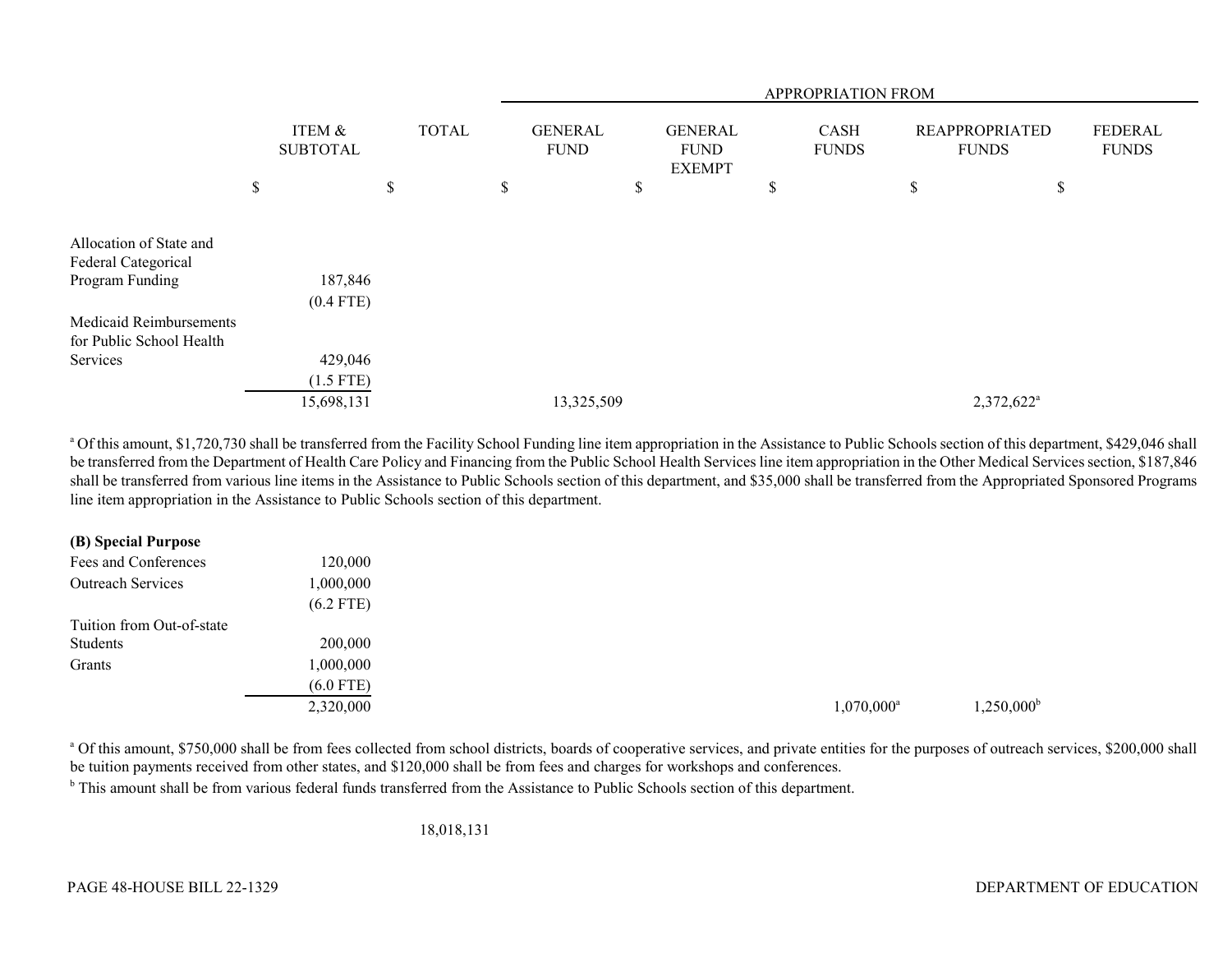| | ITEM & SUBTOTAL | TOTAL | APPROPRIATION FROM GENERAL FUND | GENERAL FUND EXEMPT | CASH FUNDS | REAPPROPRIATED FUNDS | FEDERAL FUNDS |
|---|---|---|---|---|---|---|---|
| | $ | $ | $ | $ | $ | $ | $ |
| Allocation of State and Federal Categorical Program Funding | 187,846 (0.4 FTE) | | | | | | |
| Medicaid Reimbursements for Public School Health Services | 429,046 (1.5 FTE) | | | | | | |
| | 15,698,131 | | 13,325,509 | | | 2,372,622[a] | |

[a] Of this amount, $1,720,730 shall be transferred from the Facility School Funding line item appropriation in the Assistance to Public Schools section of this department, $429,046 shall be transferred from the Department of Health Care Policy and Financing from the Public School Health Services line item appropriation in the Other Medical Services section, $187,846 shall be transferred from various line items in the Assistance to Public Schools section of this department, and $35,000 shall be transferred from the Appropriated Sponsored Programs line item appropriation in the Assistance to Public Schools section of this department.

| | ITEM & SUBTOTAL | TOTAL | GENERAL FUND | GENERAL FUND EXEMPT | CASH FUNDS | REAPPROPRIATED FUNDS | FEDERAL FUNDS |
|---|---|---|---|---|---|---|---|
| **(B) Special Purpose** | | | | | | | |
| Fees and Conferences | 120,000 | | | | | | |
| Outreach Services | 1,000,000 (6.2 FTE) | | | | | | |
| Tuition from Out-of-state Students | 200,000 | | | | | | |
| Grants | 1,000,000 (6.0 FTE) | | | | | | |
| | 2,320,000 | | | | 1,070,000[a] | 1,250,000[b] | |

[a] Of this amount, $750,000 shall be from fees collected from school districts, boards of cooperative services, and private entities for the purposes of outreach services, $200,000 shall be tuition payments received from other states, and $120,000 shall be from fees and charges for workshops and conferences.

[b] This amount shall be from various federal funds transferred from the Assistance to Public Schools section of this department.

| | ITEM & SUBTOTAL | TOTAL | GENERAL FUND | GENERAL FUND EXEMPT | CASH FUNDS | REAPPROPRIATED FUNDS | FEDERAL FUNDS |
|---|---|---|---|---|---|---|---|
| | | 18,018,131 | | | | | |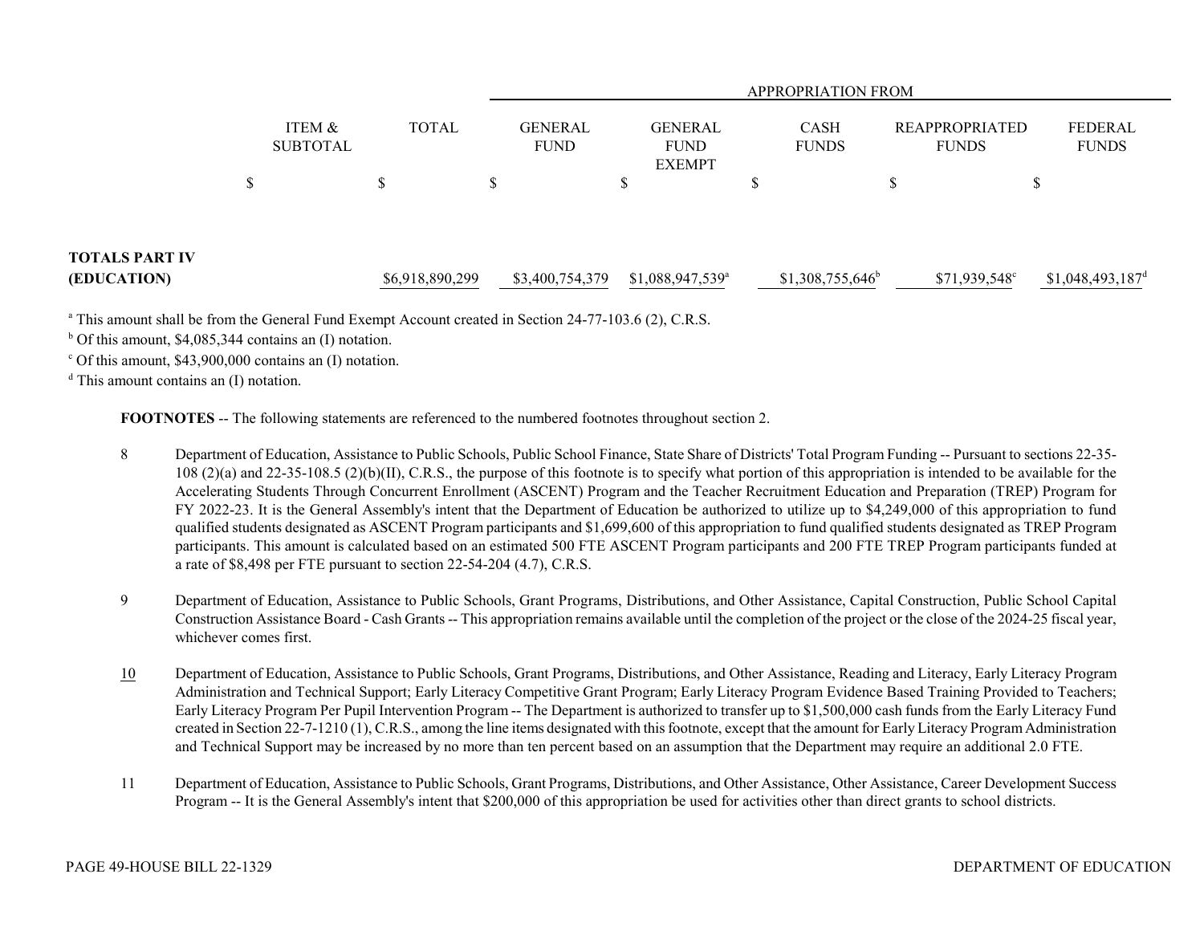| | ITEM & SUBTOTAL | TOTAL | APPROPRIATION FROM | | | | |
|---|---|---|---|---|---|---|---|
| | | | GENERAL FUND | GENERAL FUND EXEMPT | CASH FUNDS | REAPPROPRIATED FUNDS | FEDERAL FUNDS |
| | $ | $ | $ | $ | $ | $ | $ |
| **TOTALS PART IV (EDUCATION)** | | $6,918,890,299 | $3,400,754,379 | $1,088,947,539[a] | $1,308,755,646[b] | $71,939,548[c] | $1,048,493,187[d] |

[a] This amount shall be from the General Fund Exempt Account created in Section 24-77-103.6 (2), C.R.S.

[b] Of this amount, $4,085,344 contains an (I) notation.

[c] Of this amount, $43,900,000 contains an (I) notation.

[d] This amount contains an (I) notation.

**FOOTNOTES** -- The following statements are referenced to the numbered footnotes throughout section 2.

8 Department of Education, Assistance to Public Schools, Public School Finance, State Share of Districts' Total Program Funding -- Pursuant to sections 22-35-108 (2)(a) and 22-35-108.5 (2)(b)(II), C.R.S., the purpose of this footnote is to specify what portion of this appropriation is intended to be available for the Accelerating Students Through Concurrent Enrollment (ASCENT) Program and the Teacher Recruitment Education and Preparation (TREP) Program for FY 2022-23. It is the General Assembly's intent that the Department of Education be authorized to utilize up to $4,249,000 of this appropriation to fund qualified students designated as ASCENT Program participants and $1,699,600 of this appropriation to fund qualified students designated as TREP Program participants. This amount is calculated based on an estimated 500 FTE ASCENT Program participants and 200 FTE TREP Program participants funded at a rate of $8,498 per FTE pursuant to section 22-54-204 (4.7), C.R.S.

9 Department of Education, Assistance to Public Schools, Grant Programs, Distributions, and Other Assistance, Capital Construction, Public School Capital Construction Assistance Board - Cash Grants -- This appropriation remains available until the completion of the project or the close of the 2024-25 fiscal year, whichever comes first.

10 Department of Education, Assistance to Public Schools, Grant Programs, Distributions, and Other Assistance, Reading and Literacy, Early Literacy Program Administration and Technical Support; Early Literacy Competitive Grant Program; Early Literacy Program Evidence Based Training Provided to Teachers; Early Literacy Program Per Pupil Intervention Program -- The Department is authorized to transfer up to $1,500,000 cash funds from the Early Literacy Fund created in Section 22-7-1210 (1), C.R.S., among the line items designated with this footnote, except that the amount for Early Literacy Program Administration and Technical Support may be increased by no more than ten percent based on an assumption that the Department may require an additional 2.0 FTE.

11 Department of Education, Assistance to Public Schools, Grant Programs, Distributions, and Other Assistance, Other Assistance, Career Development Success Program -- It is the General Assembly's intent that $200,000 of this appropriation be used for activities other than direct grants to school districts.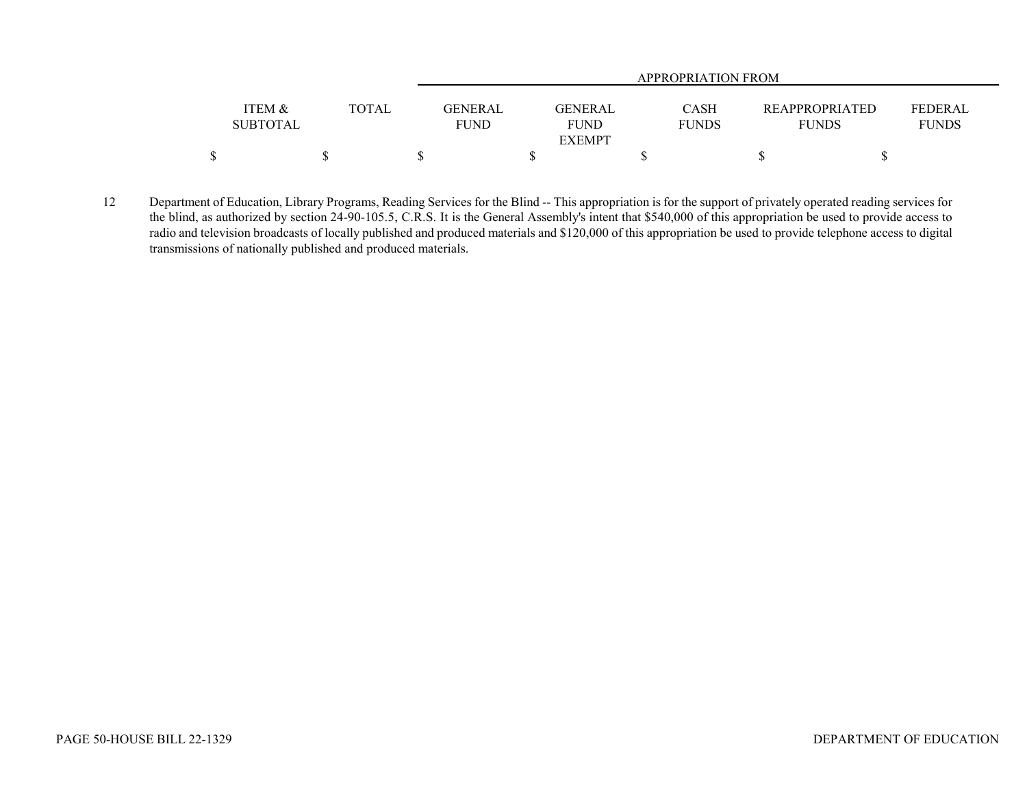| | ITEM & SUBTOTAL | TOTAL | APPROPRIATION FROM GENERAL FUND | GENERAL FUND EXEMPT | CASH FUNDS | REAPPROPRIATED FUNDS | FEDERAL FUNDS |
|---|---|---|---|---|---|---|---|
| | $ | $ | $ | $ | $ | $ | $ |

12 Department of Education, Library Programs, Reading Services for the Blind -- This appropriation is for the support of privately operated reading services for the blind, as authorized by section 24-90-105.5, C.R.S. It is the General Assembly's intent that $540,000 of this appropriation be used to provide access to radio and television broadcasts of locally published and produced materials and $120,000 of this appropriation be used to provide telephone access to digital transmissions of nationally published and produced materials.